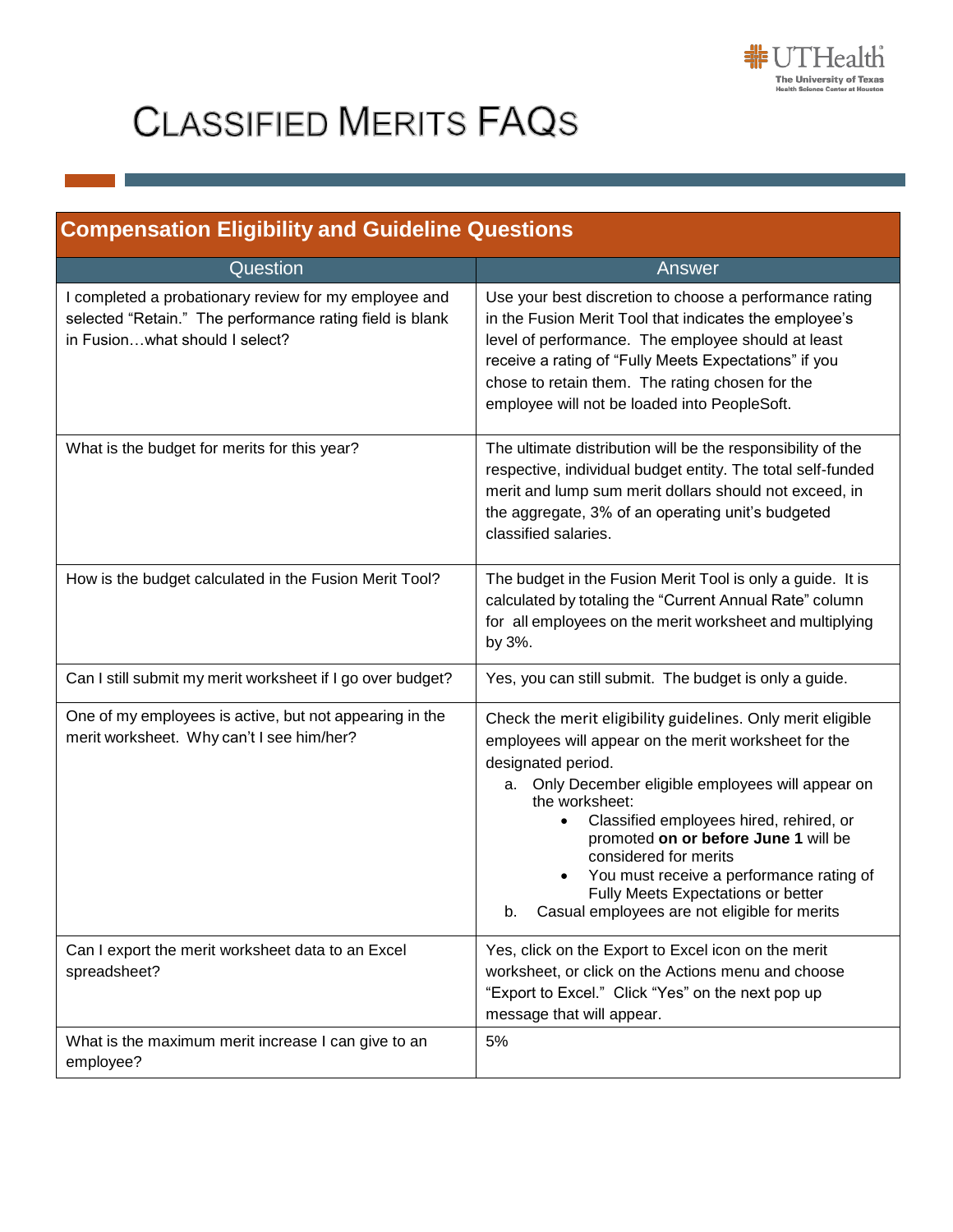# Classified Merits FAQs

## Compensation Eligibility and Guideline Questions

| Question | Answer |
|---|---|
| I completed a probationary review for my employee and selected "Retain." The performance rating field is blank in Fusion…what should I select? | Use your best discretion to choose a performance rating in the Fusion Merit Tool that indicates the employee's level of performance. The employee should at least receive a rating of "Fully Meets Expectations" if you chose to retain them. The rating chosen for the employee will not be loaded into PeopleSoft. |
| What is the budget for merits for this year? | The ultimate distribution will be the responsibility of the respective, individual budget entity. The total self-funded merit and lump sum merit dollars should not exceed, in the aggregate, 3% of an operating unit's budgeted classified salaries. |
| How is the budget calculated in the Fusion Merit Tool? | The budget in the Fusion Merit Tool is only a guide. It is calculated by totaling the "Current Annual Rate" column for all employees on the merit worksheet and multiplying by 3%. |
| Can I still submit my merit worksheet if I go over budget? | Yes, you can still submit. The budget is only a guide. |
| One of my employees is active, but not appearing in the merit worksheet. Why can't I see him/her? | Check the merit eligibility guidelines. Only merit eligible employees will appear on the merit worksheet for the designated period.<br>a. Only December eligible employees will appear on the worksheet:<br>• Classified employees hired, rehired, or promoted **on or before June 1** will be considered for merits<br>• You must receive a performance rating of Fully Meets Expectations or better<br>b. Casual employees are not eligible for merits |
| Can I export the merit worksheet data to an Excel spreadsheet? | Yes, click on the Export to Excel icon on the merit worksheet, or click on the Actions menu and choose "Export to Excel." Click "Yes" on the next pop up message that will appear. |
| What is the maximum merit increase I can give to an employee? | 5% |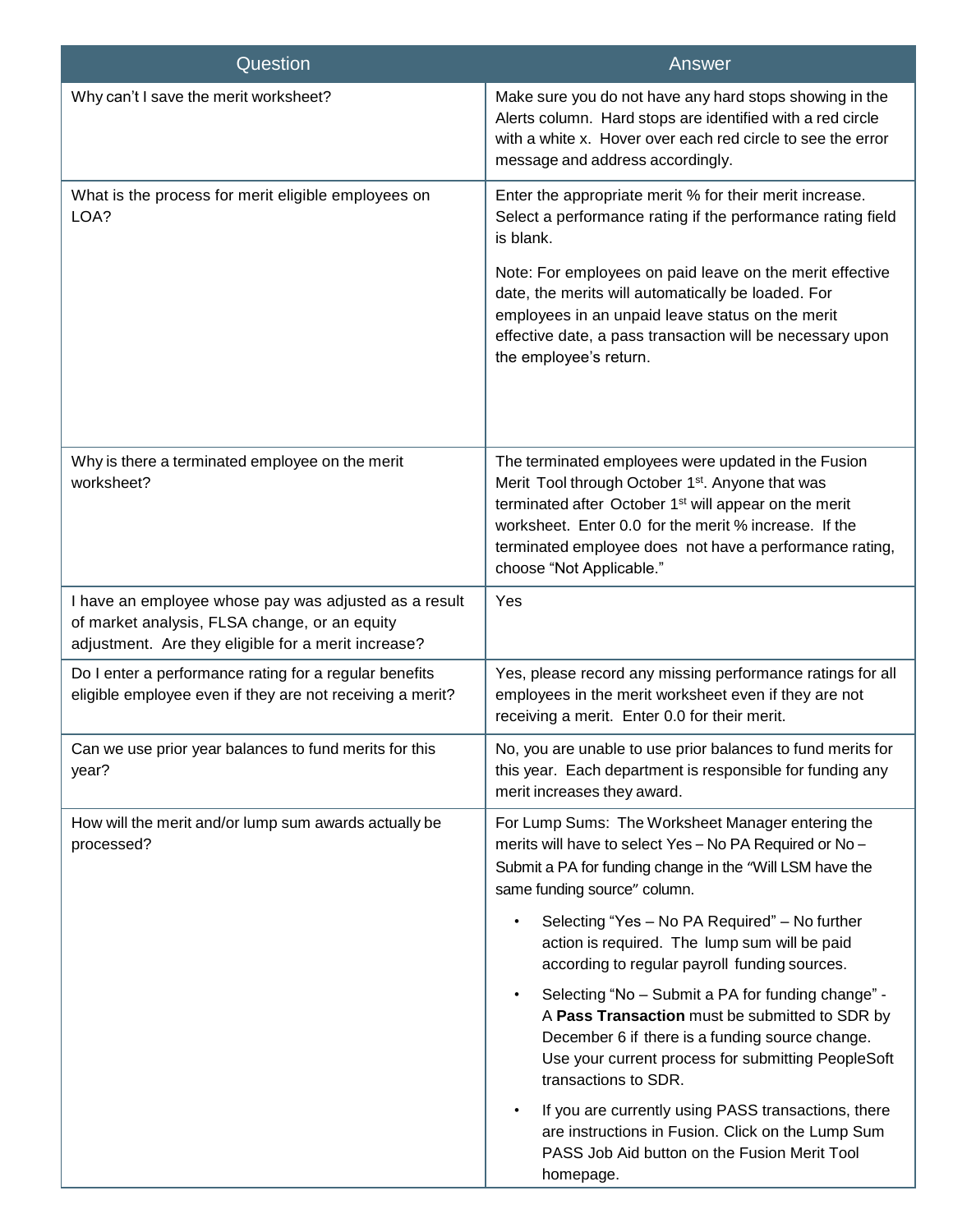| Question | Answer |
| --- | --- |
| Why can't I save the merit worksheet? | Make sure you do not have any hard stops showing in the Alerts column. Hard stops are identified with a red circle with a white x. Hover over each red circle to see the error message and address accordingly. |
| What is the process for merit eligible employees on LOA? | Enter the appropriate merit % for their merit increase. Select a performance rating if the performance rating field is blank.<br><br>Note: For employees on paid leave on the merit effective date, the merits will automatically be loaded. For employees in an unpaid leave status on the merit effective date, a pass transaction will be necessary upon the employee's return. |
| Why is there a terminated employee on the merit worksheet? | The terminated employees were updated in the Fusion Merit Tool through October 1st. Anyone that was terminated after October 1st will appear on the merit worksheet. Enter 0.0 for the merit % increase. If the terminated employee does not have a performance rating, choose "Not Applicable." |
| I have an employee whose pay was adjusted as a result of market analysis, FLSA change, or an equity adjustment. Are they eligible for a merit increase? | Yes |
| Do I enter a performance rating for a regular benefits eligible employee even if they are not receiving a merit? | Yes, please record any missing performance ratings for all employees in the merit worksheet even if they are not receiving a merit. Enter 0.0 for their merit. |
| Can we use prior year balances to fund merits for this year? | No, you are unable to use prior balances to fund merits for this year. Each department is responsible for funding any merit increases they award. |
| How will the merit and/or lump sum awards actually be processed? | For Lump Sums: The Worksheet Manager entering the merits will have to select Yes – No PA Required or No – Submit a PA for funding change in the "Will LSM have the same funding source" column.<br><br>• Selecting "Yes – No PA Required" – No further action is required. The lump sum will be paid according to regular payroll funding sources.<br><br>• Selecting "No – Submit a PA for funding change" - A **Pass Transaction** must be submitted to SDR by December 6 if there is a funding source change. Use your current process for submitting PeopleSoft transactions to SDR.<br><br>• If you are currently using PASS transactions, there are instructions in Fusion. Click on the Lump Sum PASS Job Aid button on the Fusion Merit Tool homepage. |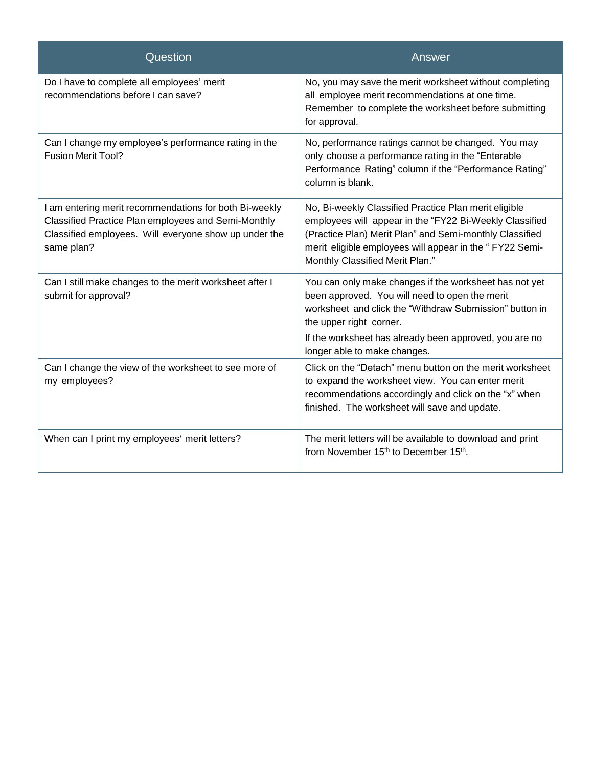| Question | Answer |
|---|---|
| Do I have to complete all employees' merit recommendations before I can save? | No, you may save the merit worksheet without completing all employee merit recommendations at one time. Remember to complete the worksheet before submitting for approval. |
| Can I change my employee's performance rating in the Fusion Merit Tool? | No, performance ratings cannot be changed. You may only choose a performance rating in the "Enterable Performance Rating" column if the "Performance Rating" column is blank. |
| I am entering merit recommendations for both Bi-weekly Classified Practice Plan employees and Semi-Monthly Classified employees. Will everyone show up under the same plan? | No, Bi-weekly Classified Practice Plan merit eligible employees will appear in the "FY22 Bi-Weekly Classified (Practice Plan) Merit Plan" and Semi-monthly Classified merit eligible employees will appear in the " FY22 Semi-Monthly Classified Merit Plan." |
| Can I still make changes to the merit worksheet after I submit for approval? | You can only make changes if the worksheet has not yet been approved. You will need to open the merit worksheet and click the "Withdraw Submission" button in the upper right corner.<br><br>If the worksheet has already been approved, you are no longer able to make changes. |
| Can I change the view of the worksheet to see more of my employees? | Click on the "Detach" menu button on the merit worksheet to expand the worksheet view. You can enter merit recommendations accordingly and click on the "x" when finished. The worksheet will save and update. |
| When can I print my employees' merit letters? | The merit letters will be available to download and print from November 15th to December 15th. |